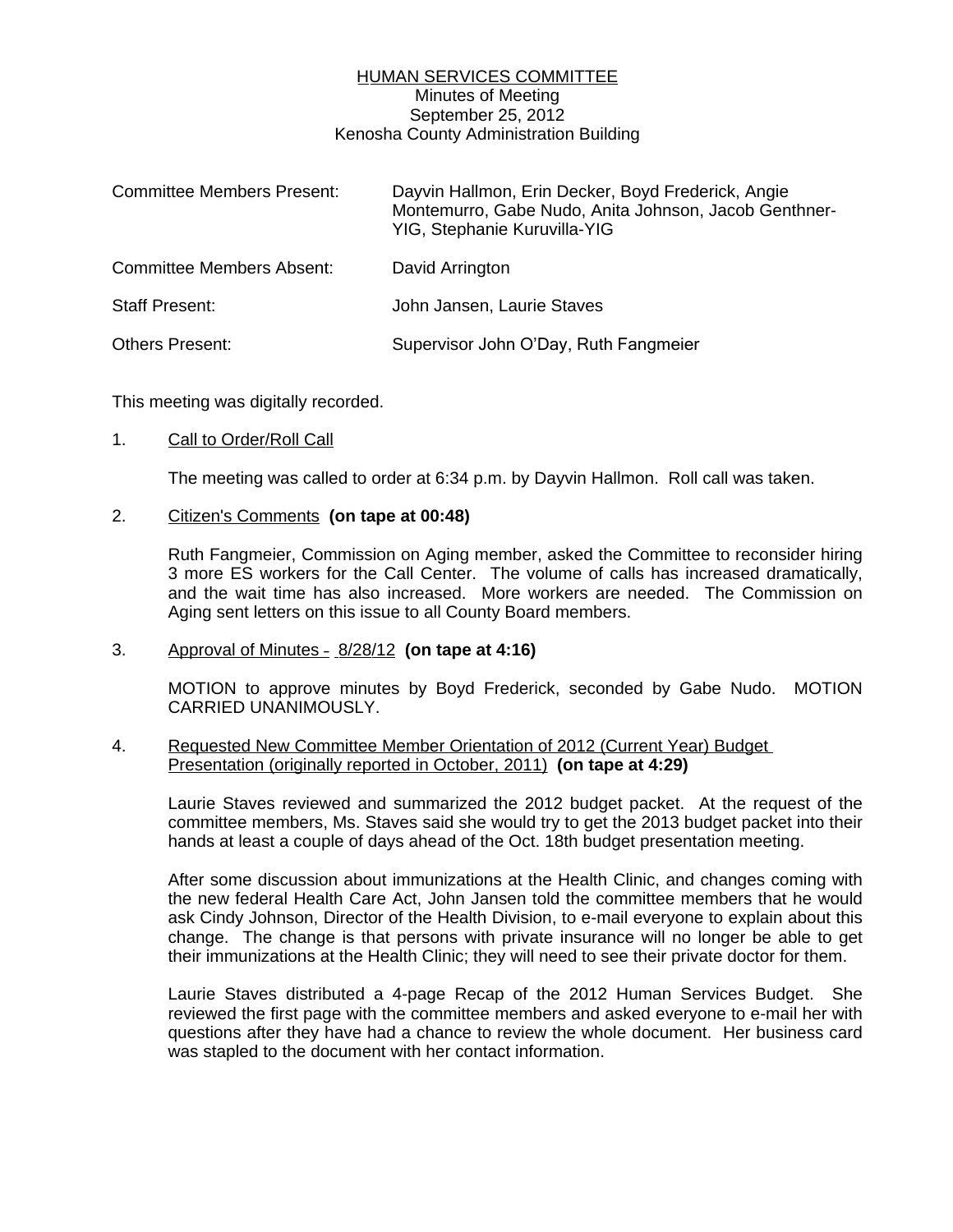HUMAN SERVICES COMMITTEE
Minutes of Meeting
September 25, 2012
Kenosha County Administration Building

| | |
|---|---|
| Committee Members Present: | Dayvin Hallmon, Erin Decker, Boyd Frederick, Angie Montemurro, Gabe Nudo, Anita Johnson, Jacob Genthner-YIG, Stephanie Kuruvilla-YIG |
| Committee Members Absent: | David Arrington |
| Staff Present: | John Jansen, Laurie Staves |
| Others Present: | Supervisor John O'Day, Ruth Fangmeier |

This meeting was digitally recorded.

1. Call to Order/Roll Call

   The meeting was called to order at 6:34 p.m. by Dayvin Hallmon. Roll call was taken.

2. Citizen's Comments **(on tape at 00:48)**

   Ruth Fangmeier, Commission on Aging member, asked the Committee to reconsider hiring 3 more ES workers for the Call Center. The volume of calls has increased dramatically, and the wait time has also increased. More workers are needed. The Commission on Aging sent letters on this issue to all County Board members.

3. Approval of Minutes - 8/28/12 **(on tape at 4:16)**

   MOTION to approve minutes by Boyd Frederick, seconded by Gabe Nudo. MOTION CARRIED UNANIMOUSLY.

4. Requested New Committee Member Orientation of 2012 (Current Year) Budget Presentation (originally reported in October, 2011) **(on tape at 4:29)**

   Laurie Staves reviewed and summarized the 2012 budget packet. At the request of the committee members, Ms. Staves said she would try to get the 2013 budget packet into their hands at least a couple of days ahead of the Oct. 18th budget presentation meeting.

   After some discussion about immunizations at the Health Clinic, and changes coming with the new federal Health Care Act, John Jansen told the committee members that he would ask Cindy Johnson, Director of the Health Division, to e-mail everyone to explain about this change. The change is that persons with private insurance will no longer be able to get their immunizations at the Health Clinic; they will need to see their private doctor for them.

   Laurie Staves distributed a 4-page Recap of the 2012 Human Services Budget. She reviewed the first page with the committee members and asked everyone to e-mail her with questions after they have had a chance to review the whole document. Her business card was stapled to the document with her contact information.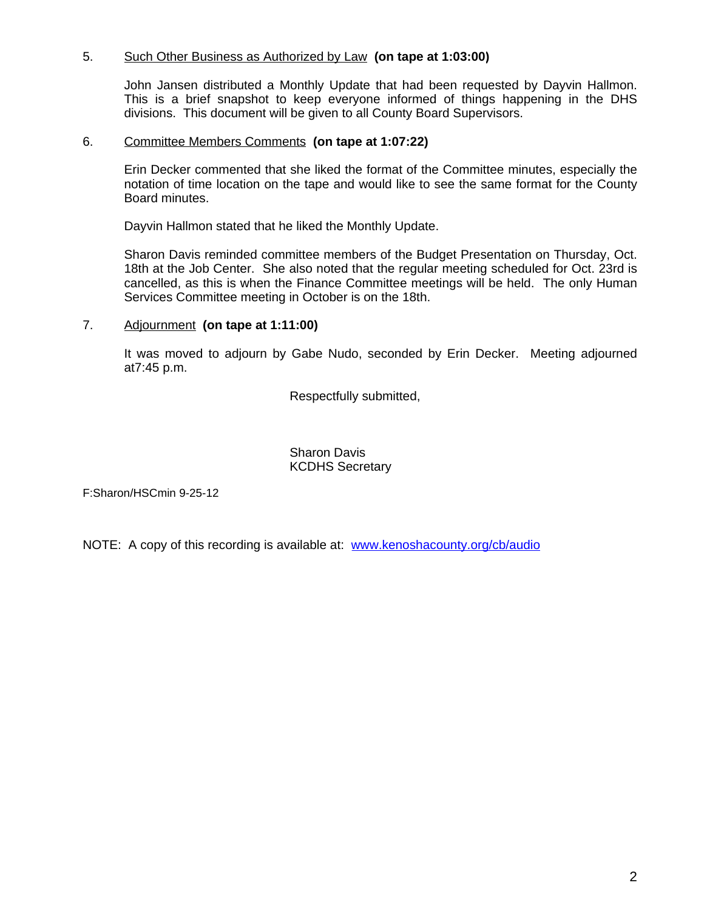5. <u>Such Other Business as Authorized by Law</u> **(on tape at 1:03:00)**

   John Jansen distributed a Monthly Update that had been requested by Dayvin Hallmon. This is a brief snapshot to keep everyone informed of things happening in the DHS divisions. This document will be given to all County Board Supervisors.

6. <u>Committee Members Comments</u> **(on tape at 1:07:22)**

   Erin Decker commented that she liked the format of the Committee minutes, especially the notation of time location on the tape and would like to see the same format for the County Board minutes.

   Dayvin Hallmon stated that he liked the Monthly Update.

   Sharon Davis reminded committee members of the Budget Presentation on Thursday, Oct. 18th at the Job Center. She also noted that the regular meeting scheduled for Oct. 23rd is cancelled, as this is when the Finance Committee meetings will be held. The only Human Services Committee meeting in October is on the 18th.

7. <u>Adjournment</u> **(on tape at 1:11:00)**

   It was moved to adjourn by Gabe Nudo, seconded by Erin Decker. Meeting adjourned at7:45 p.m.

Respectfully submitted,

Sharon Davis
KCDHS Secretary

F:Sharon/HSCmin 9-25-12

NOTE: A copy of this recording is available at: [www.kenoshacounty.org/cb/audio](http://www.kenoshacounty.org/cb/audio)